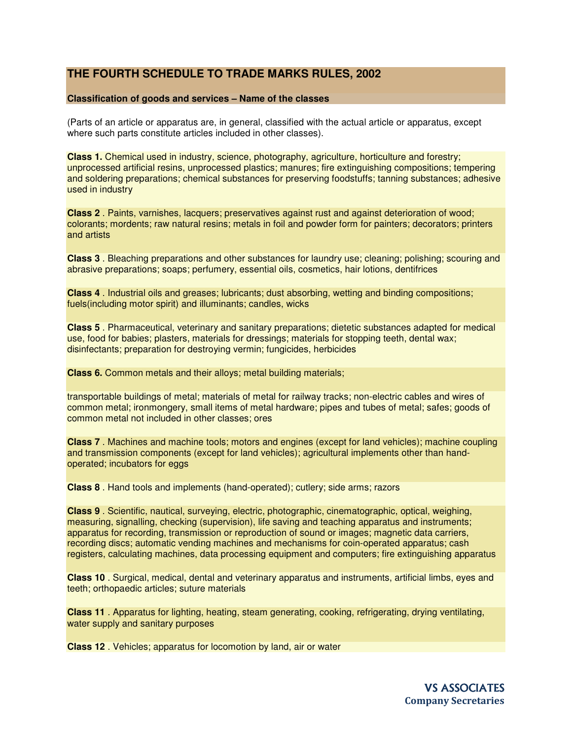# THE FOURTH SCHEDULE TO TRADE MARKS RULES, 2002

**Classification of goods and services – Name of the classes**

(Parts of an article or apparatus are, in general, classified with the actual article or apparatus, except where such parts constitute articles included in other classes).

**Class 1.** Chemical used in industry, science, photography, agriculture, horticulture and forestry; unprocessed artificial resins, unprocessed plastics; manures; fire extinguishing compositions; tempering and soldering preparations; chemical substances for preserving foodstuffs; tanning substances; adhesive used in industry

**Class 2** . Paints, varnishes, lacquers; preservatives against rust and against deterioration of wood; colorants; mordents; raw natural resins; metals in foil and powder form for painters; decorators; printers and artists

**Class 3** . Bleaching preparations and other substances for laundry use; cleaning; polishing; scouring and abrasive preparations; soaps; perfumery, essential oils, cosmetics, hair lotions, dentifrices

**Class 4** . Industrial oils and greases; lubricants; dust absorbing, wetting and binding compositions; fuels(including motor spirit) and illuminants; candles, wicks

**Class 5** . Pharmaceutical, veterinary and sanitary preparations; dietetic substances adapted for medical use, food for babies; plasters, materials for dressings; materials for stopping teeth, dental wax; disinfectants; preparation for destroying vermin; fungicides, herbicides

**Class 6.** Common metals and their alloys; metal building materials;

transportable buildings of metal; materials of metal for railway tracks; non-electric cables and wires of common metal; ironmongery, small items of metal hardware; pipes and tubes of metal; safes; goods of common metal not included in other classes; ores

**Class 7** . Machines and machine tools; motors and engines (except for land vehicles); machine coupling and transmission components (except for land vehicles); agricultural implements other than hand-operated; incubators for eggs

**Class 8** . Hand tools and implements (hand-operated); cutlery; side arms; razors

**Class 9** . Scientific, nautical, surveying, electric, photographic, cinematographic, optical, weighing, measuring, signalling, checking (supervision), life saving and teaching apparatus and instruments; apparatus for recording, transmission or reproduction of sound or images; magnetic data carriers, recording discs; automatic vending machines and mechanisms for coin-operated apparatus; cash registers, calculating machines, data processing equipment and computers; fire extinguishing apparatus

**Class 10** . Surgical, medical, dental and veterinary apparatus and instruments, artificial limbs, eyes and teeth; orthopaedic articles; suture materials

**Class 11** . Apparatus for lighting, heating, steam generating, cooking, refrigerating, drying ventilating, water supply and sanitary purposes

**Class 12** . Vehicles; apparatus for locomotion by land, air or water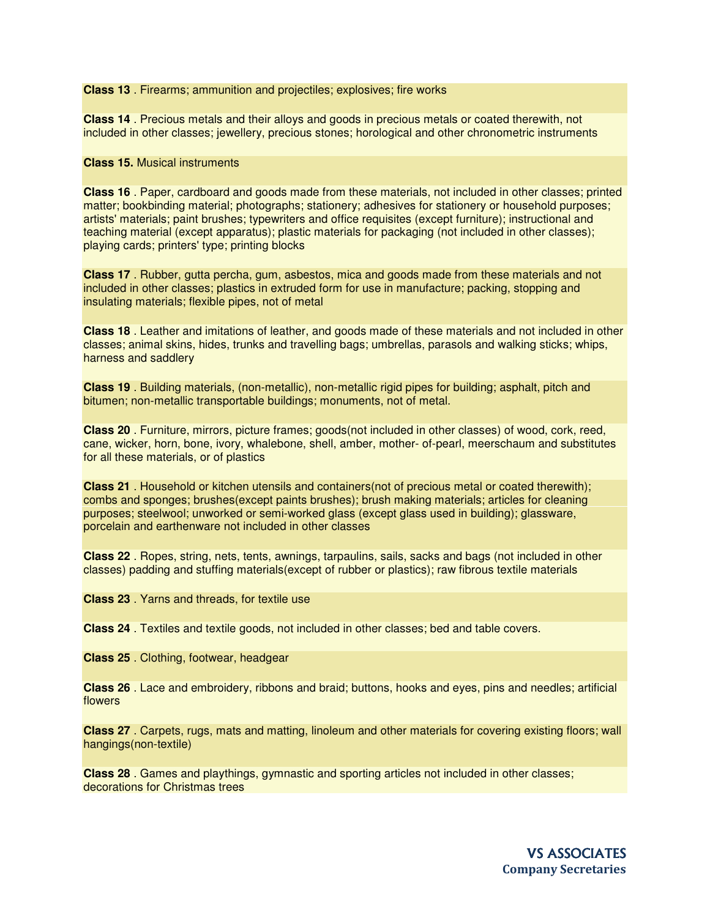**Class 13** . Firearms; ammunition and projectiles; explosives; fire works

**Class 14** . Precious metals and their alloys and goods in precious metals or coated therewith, not included in other classes; jewellery, precious stones; horological and other chronometric instruments

**Class 15.** Musical instruments

**Class 16** . Paper, cardboard and goods made from these materials, not included in other classes; printed matter; bookbinding material; photographs; stationery; adhesives for stationery or household purposes; artists' materials; paint brushes; typewriters and office requisites (except furniture); instructional and teaching material (except apparatus); plastic materials for packaging (not included in other classes); playing cards; printers' type; printing blocks

**Class 17** . Rubber, gutta percha, gum, asbestos, mica and goods made from these materials and not included in other classes; plastics in extruded form for use in manufacture; packing, stopping and insulating materials; flexible pipes, not of metal

**Class 18** . Leather and imitations of leather, and goods made of these materials and not included in other classes; animal skins, hides, trunks and travelling bags; umbrellas, parasols and walking sticks; whips, harness and saddlery

**Class 19** . Building materials, (non-metallic), non-metallic rigid pipes for building; asphalt, pitch and bitumen; non-metallic transportable buildings; monuments, not of metal.

**Class 20** . Furniture, mirrors, picture frames; goods(not included in other classes) of wood, cork, reed, cane, wicker, horn, bone, ivory, whalebone, shell, amber, mother- of-pearl, meerschaum and substitutes for all these materials, or of plastics

**Class 21** . Household or kitchen utensils and containers(not of precious metal or coated therewith); combs and sponges; brushes(except paints brushes); brush making materials; articles for cleaning purposes; steelwool; unworked or semi-worked glass (except glass used in building); glassware, porcelain and earthenware not included in other classes

**Class 22** . Ropes, string, nets, tents, awnings, tarpaulins, sails, sacks and bags (not included in other classes) padding and stuffing materials(except of rubber or plastics); raw fibrous textile materials

**Class 23** . Yarns and threads, for textile use

**Class 24** . Textiles and textile goods, not included in other classes; bed and table covers.

**Class 25** . Clothing, footwear, headgear

**Class 26** . Lace and embroidery, ribbons and braid; buttons, hooks and eyes, pins and needles; artificial flowers

**Class 27** . Carpets, rugs, mats and matting, linoleum and other materials for covering existing floors; wall hangings(non-textile)

**Class 28** . Games and playthings, gymnastic and sporting articles not included in other classes; decorations for Christmas trees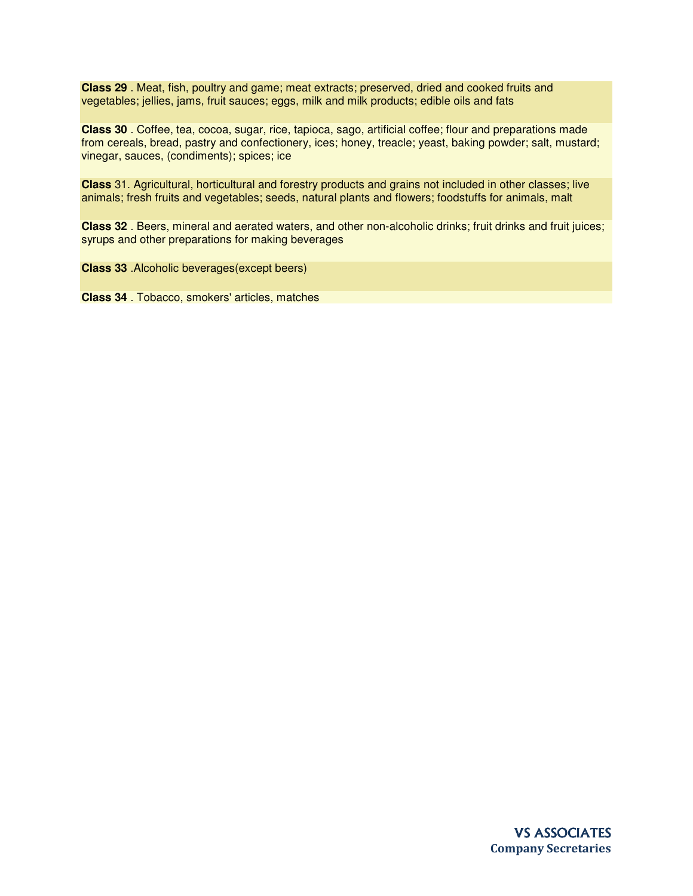**Class 29** . Meat, fish, poultry and game; meat extracts; preserved, dried and cooked fruits and vegetables; jellies, jams, fruit sauces; eggs, milk and milk products; edible oils and fats

**Class 30** . Coffee, tea, cocoa, sugar, rice, tapioca, sago, artificial coffee; flour and preparations made from cereals, bread, pastry and confectionery, ices; honey, treacle; yeast, baking powder; salt, mustard; vinegar, sauces, (condiments); spices; ice

**Class** 31. Agricultural, horticultural and forestry products and grains not included in other classes; live animals; fresh fruits and vegetables; seeds, natural plants and flowers; foodstuffs for animals, malt

**Class 32** . Beers, mineral and aerated waters, and other non-alcoholic drinks; fruit drinks and fruit juices; syrups and other preparations for making beverages

**Class 33** .Alcoholic beverages(except beers)

**Class 34** . Tobacco, smokers' articles, matches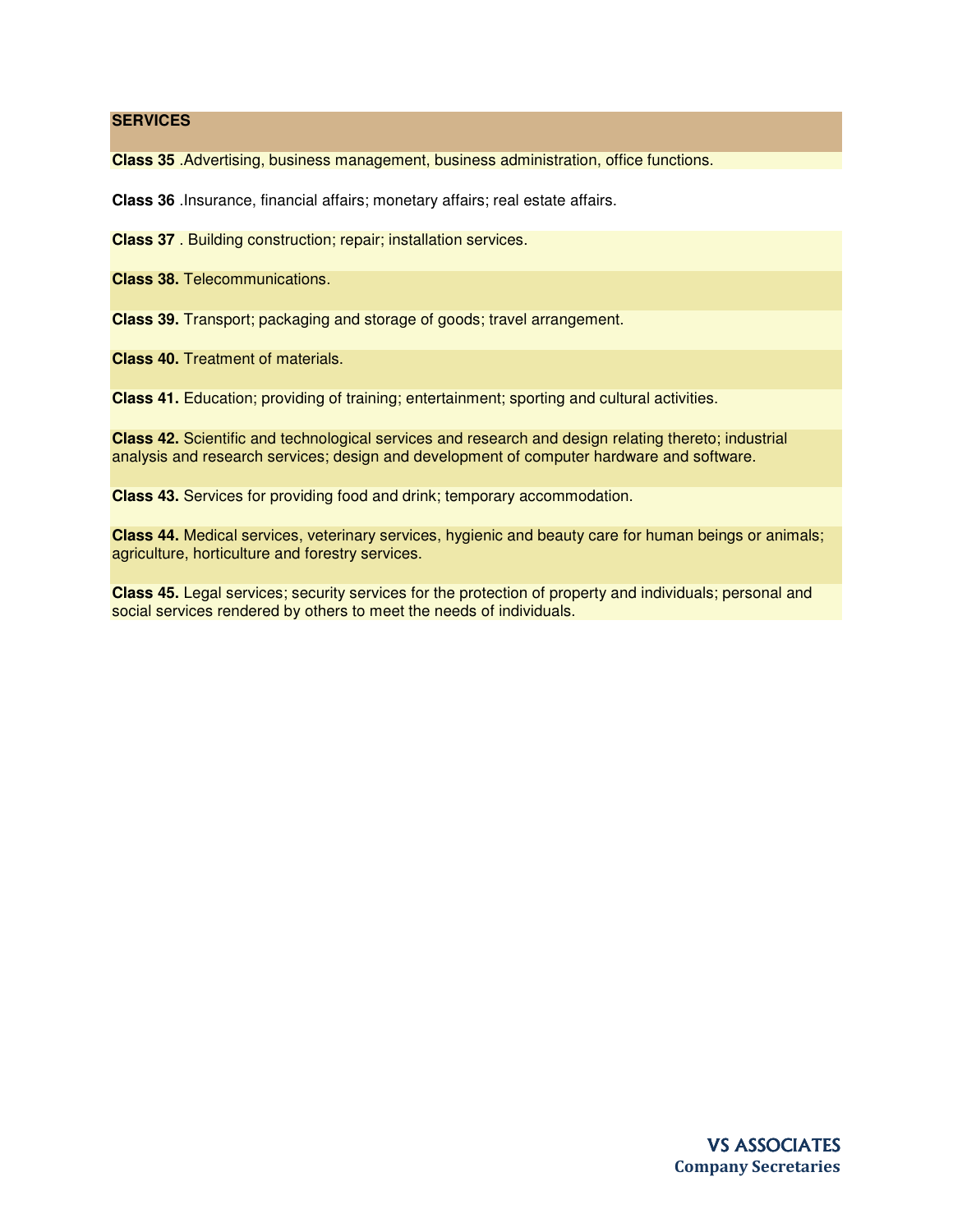## SERVICES

**Class 35** .Advertising, business management, business administration, office functions.

**Class 36** .Insurance, financial affairs; monetary affairs; real estate affairs.

**Class 37** . Building construction; repair; installation services.

**Class 38.** Telecommunications.

**Class 39.** Transport; packaging and storage of goods; travel arrangement.

**Class 40.** Treatment of materials.

**Class 41.** Education; providing of training; entertainment; sporting and cultural activities.

**Class 42.** Scientific and technological services and research and design relating thereto; industrial analysis and research services; design and development of computer hardware and software.

**Class 43.** Services for providing food and drink; temporary accommodation.

**Class 44.** Medical services, veterinary services, hygienic and beauty care for human beings or animals; agriculture, horticulture and forestry services.

**Class 45.** Legal services; security services for the protection of property and individuals; personal and social services rendered by others to meet the needs of individuals.